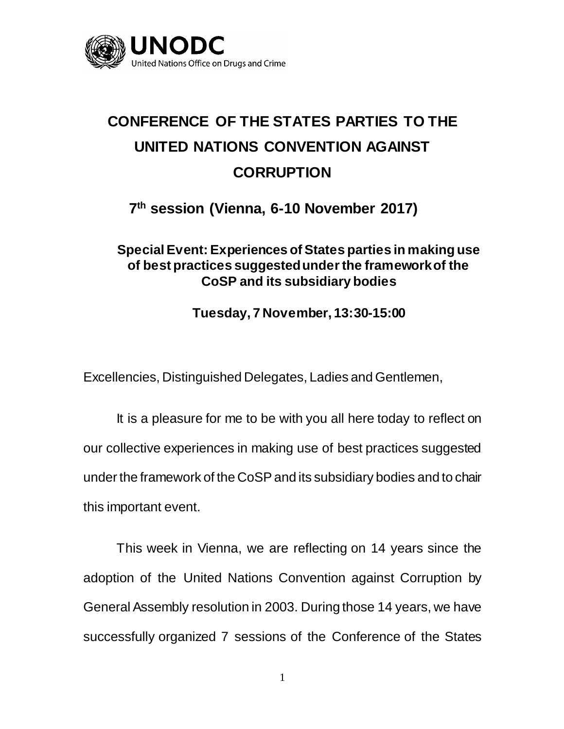UNODC
United Nations Office on Drugs and Crime

# CONFERENCE OF THE STATES PARTIES TO THE UNITED NATIONS CONVENTION AGAINST CORRUPTION

## 7th session (Vienna, 6-10 November 2017)

### Special Event: Experiences of States parties in making use of best practices suggested under the framework of the CoSP and its subsidiary bodies

**Tuesday, 7 November, 13:30-15:00**

Excellencies, Distinguished Delegates, Ladies and Gentlemen,

It is a pleasure for me to be with you all here today to reflect on our collective experiences in making use of best practices suggested under the framework of the CoSP and its subsidiary bodies and to chair this important event.

This week in Vienna, we are reflecting on 14 years since the adoption of the United Nations Convention against Corruption by General Assembly resolution in 2003. During those 14 years, we have successfully organized 7 sessions of the Conference of the States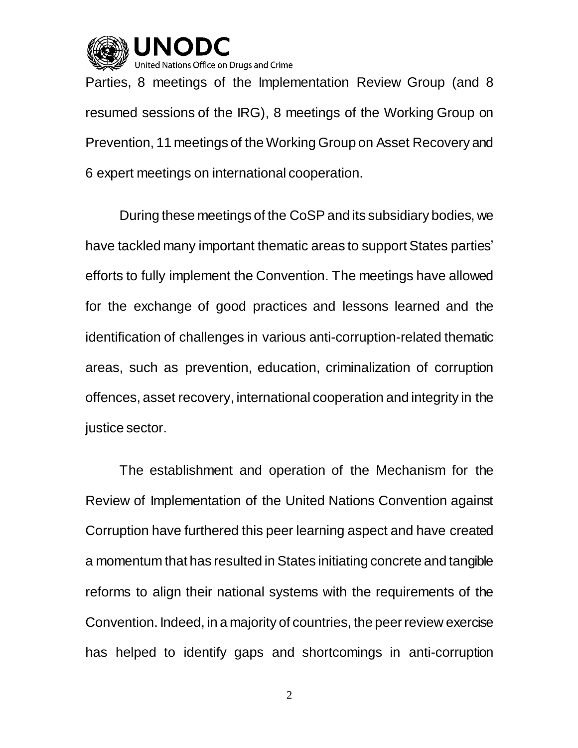Parties, 8 meetings of the Implementation Review Group (and 8 resumed sessions of the IRG), 8 meetings of the Working Group on Prevention, 11 meetings of the Working Group on Asset Recovery and 6 expert meetings on international cooperation.

During these meetings of the CoSP and its subsidiary bodies, we have tackled many important thematic areas to support States parties' efforts to fully implement the Convention. The meetings have allowed for the exchange of good practices and lessons learned and the identification of challenges in various anti-corruption-related thematic areas, such as prevention, education, criminalization of corruption offences, asset recovery, international cooperation and integrity in the justice sector.

The establishment and operation of the Mechanism for the Review of Implementation of the United Nations Convention against Corruption have furthered this peer learning aspect and have created a momentum that has resulted in States initiating concrete and tangible reforms to align their national systems with the requirements of the Convention. Indeed, in a majority of countries, the peer review exercise has helped to identify gaps and shortcomings in anti-corruption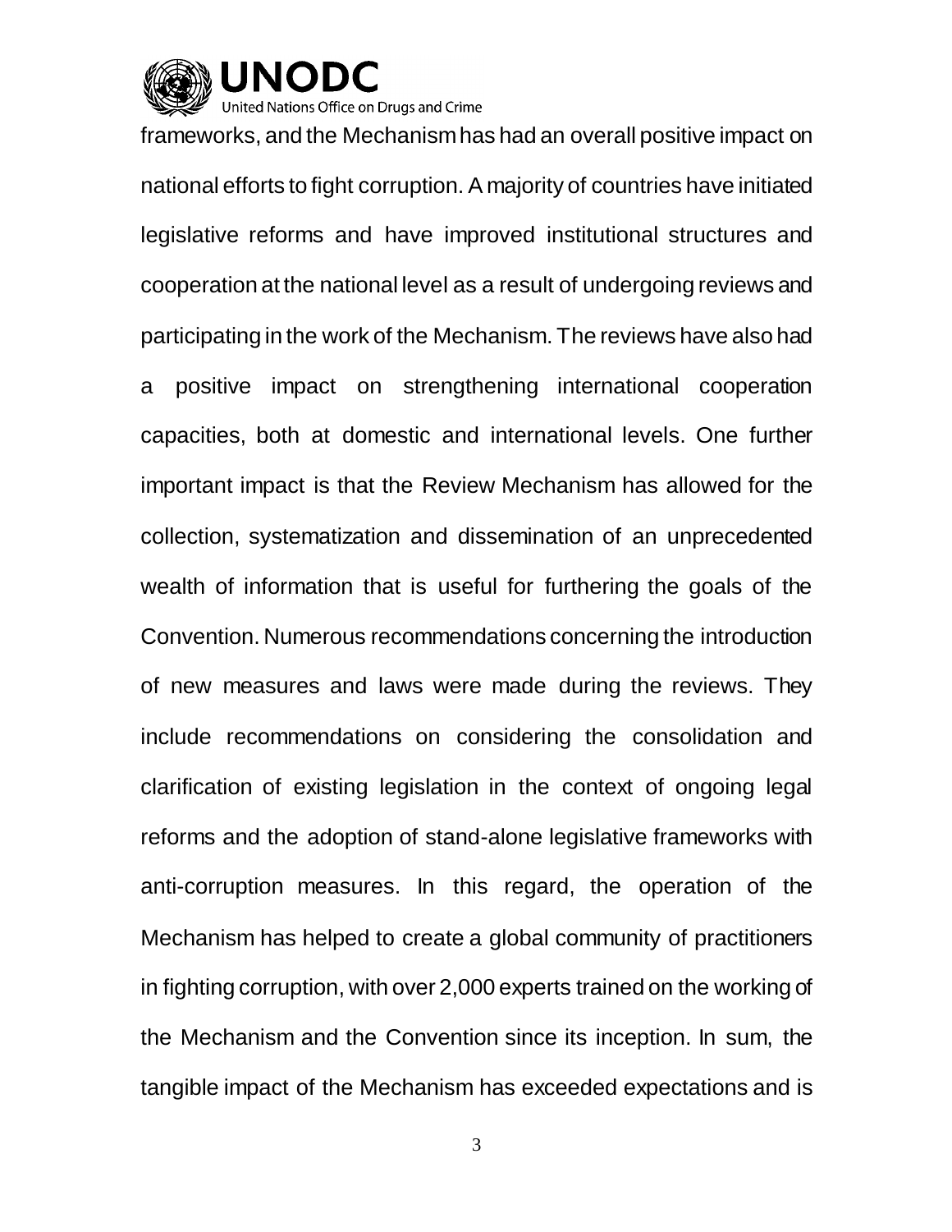frameworks, and the Mechanism has had an overall positive impact on national efforts to fight corruption. A majority of countries have initiated legislative reforms and have improved institutional structures and cooperation at the national level as a result of undergoing reviews and participating in the work of the Mechanism. The reviews have also had a positive impact on strengthening international cooperation capacities, both at domestic and international levels. One further important impact is that the Review Mechanism has allowed for the collection, systematization and dissemination of an unprecedented wealth of information that is useful for furthering the goals of the Convention. Numerous recommendations concerning the introduction of new measures and laws were made during the reviews. They include recommendations on considering the consolidation and clarification of existing legislation in the context of ongoing legal reforms and the adoption of stand-alone legislative frameworks with anti-corruption measures. In this regard, the operation of the Mechanism has helped to create a global community of practitioners in fighting corruption, with over 2,000 experts trained on the working of the Mechanism and the Convention since its inception. In sum, the tangible impact of the Mechanism has exceeded expectations and is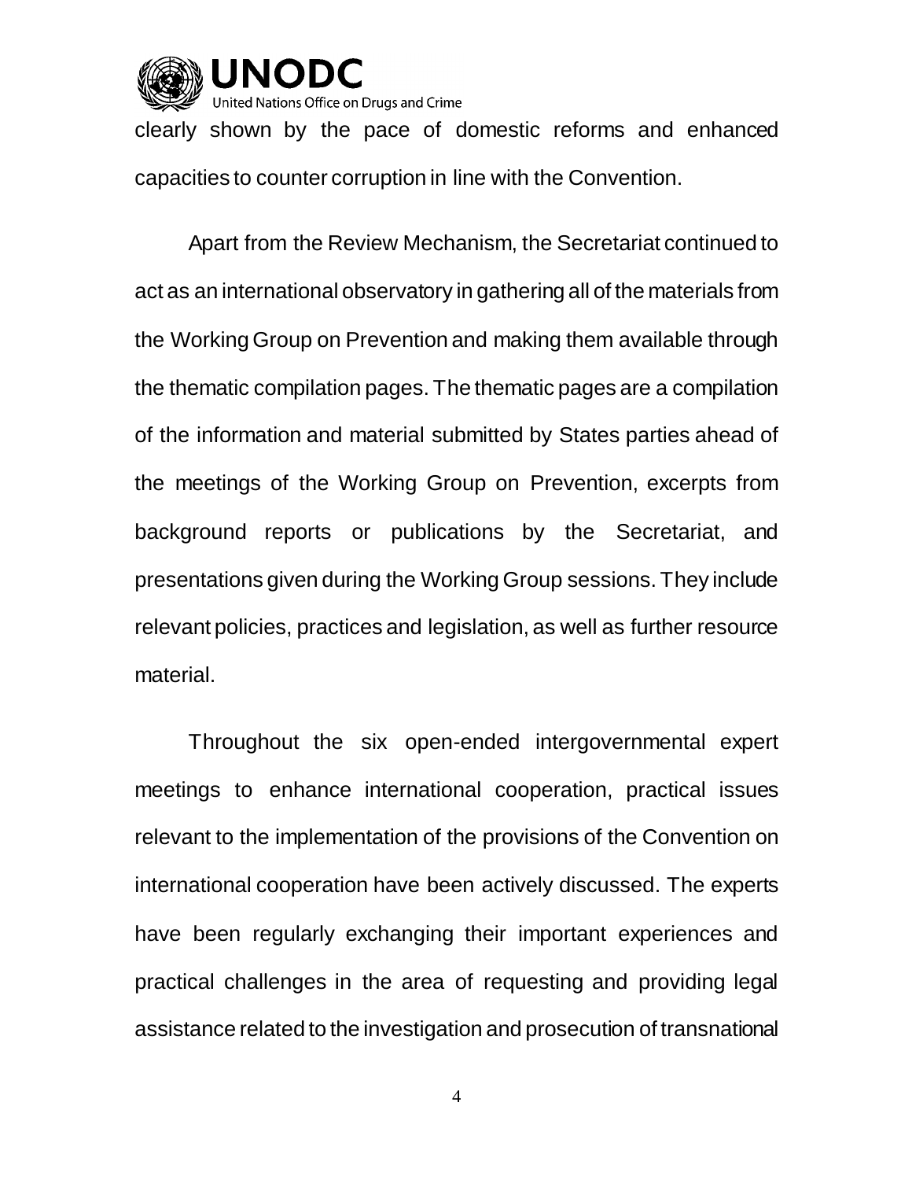clearly shown by the pace of domestic reforms and enhanced capacities to counter corruption in line with the Convention.

Apart from the Review Mechanism, the Secretariat continued to act as an international observatory in gathering all of the materials from the Working Group on Prevention and making them available through the thematic compilation pages. The thematic pages are a compilation of the information and material submitted by States parties ahead of the meetings of the Working Group on Prevention, excerpts from background reports or publications by the Secretariat, and presentations given during the Working Group sessions. They include relevant policies, practices and legislation, as well as further resource material.

Throughout the six open-ended intergovernmental expert meetings to enhance international cooperation, practical issues relevant to the implementation of the provisions of the Convention on international cooperation have been actively discussed. The experts have been regularly exchanging their important experiences and practical challenges in the area of requesting and providing legal assistance related to the investigation and prosecution of transnational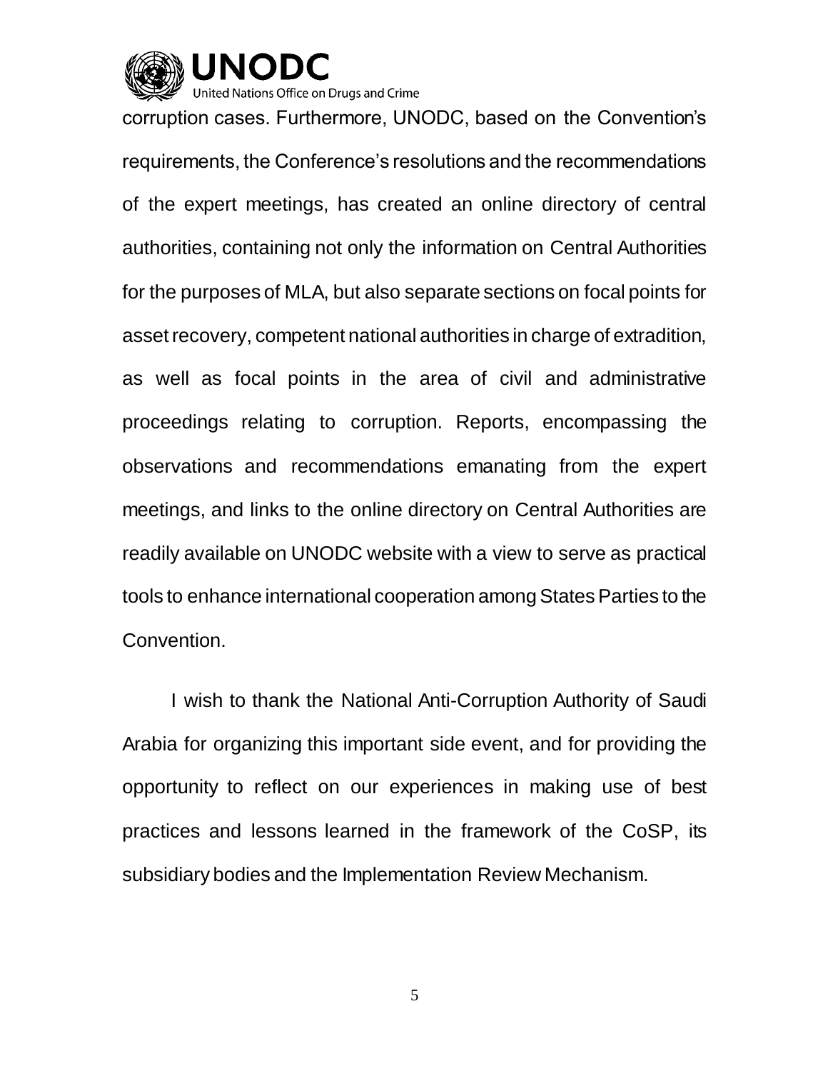corruption cases. Furthermore, UNODC, based on the Convention's requirements, the Conference's resolutions and the recommendations of the expert meetings, has created an online directory of central authorities, containing not only the information on Central Authorities for the purposes of MLA, but also separate sections on focal points for asset recovery, competent national authorities in charge of extradition, as well as focal points in the area of civil and administrative proceedings relating to corruption. Reports, encompassing the observations and recommendations emanating from the expert meetings, and links to the online directory on Central Authorities are readily available on UNODC website with a view to serve as practical tools to enhance international cooperation among States Parties to the Convention.

I wish to thank the National Anti-Corruption Authority of Saudi Arabia for organizing this important side event, and for providing the opportunity to reflect on our experiences in making use of best practices and lessons learned in the framework of the CoSP, its subsidiary bodies and the Implementation Review Mechanism.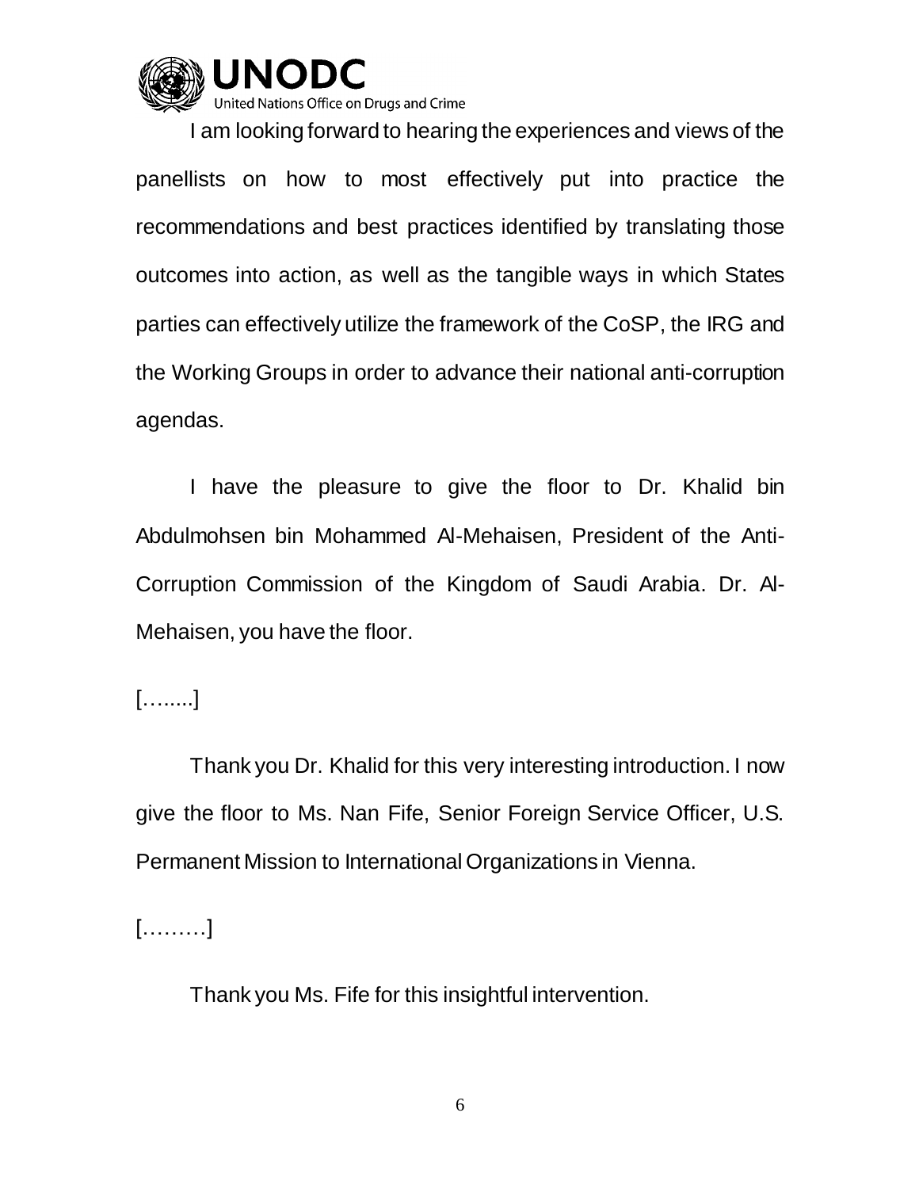I am looking forward to hearing the experiences and views of the panellists on how to most effectively put into practice the recommendations and best practices identified by translating those outcomes into action, as well as the tangible ways in which States parties can effectively utilize the framework of the CoSP, the IRG and the Working Groups in order to advance their national anti-corruption agendas.

I have the pleasure to give the floor to Dr. Khalid bin Abdulmohsen bin Mohammed Al-Mehaisen, President of the Anti-Corruption Commission of the Kingdom of Saudi Arabia. Dr. Al-Mehaisen, you have the floor.

[…......]

Thank you Dr. Khalid for this very interesting introduction. I now give the floor to Ms. Nan Fife, Senior Foreign Service Officer, U.S. Permanent Mission to International Organizations in Vienna.

[………]

Thank you Ms. Fife for this insightful intervention.